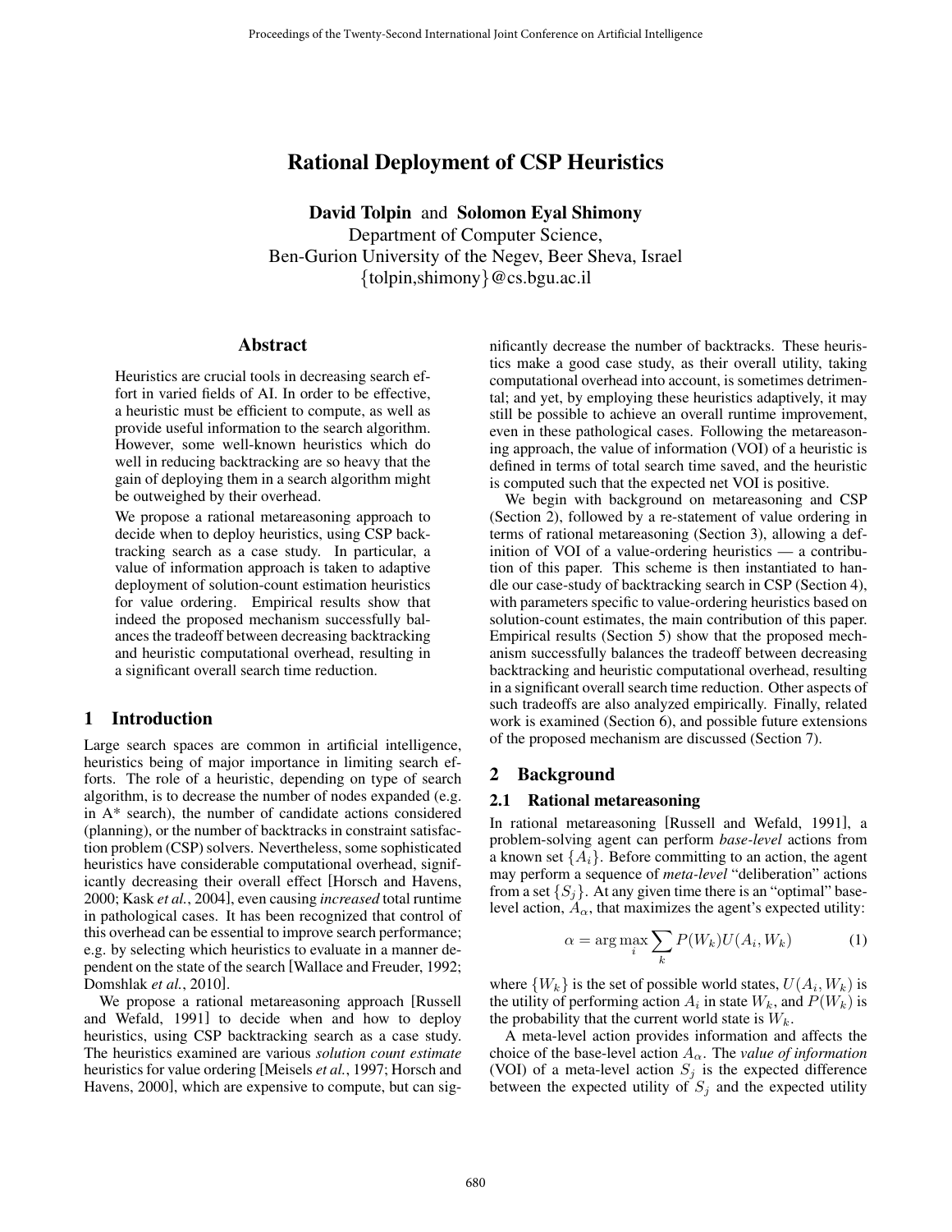# Rational Deployment of CSP Heuristics

**David Tolpin** and **Solomon Eyal Shimony**
Department of Computer Science,
Ben-Gurion University of the Negev, Beer Sheva, Israel
{tolpin,shimony}@cs.bgu.ac.il

## Abstract

Heuristics are crucial tools in decreasing search effort in varied fields of AI. In order to be effective, a heuristic must be efficient to compute, as well as provide useful information to the search algorithm. However, some well-known heuristics which do well in reducing backtracking are so heavy that the gain of deploying them in a search algorithm might be outweighed by their overhead.

We propose a rational metareasoning approach to decide when to deploy heuristics, using CSP backtracking search as a case study. In particular, a value of information approach is taken to adaptive deployment of solution-count estimation heuristics for value ordering. Empirical results show that indeed the proposed mechanism successfully balances the tradeoff between decreasing backtracking and heuristic computational overhead, resulting in a significant overall search time reduction.

## 1 Introduction

Large search spaces are common in artificial intelligence, heuristics being of major importance in limiting search efforts. The role of a heuristic, depending on type of search algorithm, is to decrease the number of nodes expanded (e.g. in A* search), the number of candidate actions considered (planning), or the number of backtracks in constraint satisfaction problem (CSP) solvers. Nevertheless, some sophisticated heuristics have considerable computational overhead, significantly decreasing their overall effect [Horsch and Havens, 2000; Kask *et al.*, 2004], even causing *increased* total runtime in pathological cases. It has been recognized that control of this overhead can be essential to improve search performance; e.g. by selecting which heuristics to evaluate in a manner dependent on the state of the search [Wallace and Freuder, 1992; Domshlak *et al.*, 2010].

We propose a rational metareasoning approach [Russell and Wefald, 1991] to decide when and how to deploy heuristics, using CSP backtracking search as a case study. The heuristics examined are various *solution count estimate* heuristics for value ordering [Meisels *et al.*, 1997; Horsch and Havens, 2000], which are expensive to compute, but can significantly decrease the number of backtracks. These heuristics make a good case study, as their overall utility, taking computational overhead into account, is sometimes detrimental; and yet, by employing these heuristics adaptively, it may still be possible to achieve an overall runtime improvement, even in these pathological cases. Following the metareasoning approach, the value of information (VOI) of a heuristic is defined in terms of total search time saved, and the heuristic is computed such that the expected net VOI is positive.

We begin with background on metareasoning and CSP (Section 2), followed by a re-statement of value ordering in terms of rational metareasoning (Section 3), allowing a definition of VOI of a value-ordering heuristics — a contribution of this paper. This scheme is then instantiated to handle our case-study of backtracking search in CSP (Section 4), with parameters specific to value-ordering heuristics based on solution-count estimates, the main contribution of this paper. Empirical results (Section 5) show that the proposed mechanism successfully balances the tradeoff between decreasing backtracking and heuristic computational overhead, resulting in a significant overall search time reduction. Other aspects of such tradeoffs are also analyzed empirically. Finally, related work is examined (Section 6), and possible future extensions of the proposed mechanism are discussed (Section 7).

## 2 Background

### 2.1 Rational metareasoning

In rational metareasoning [Russell and Wefald, 1991], a problem-solving agent can perform *base-level* actions from a known set $\{A_i\}$. Before committing to an action, the agent may perform a sequence of *meta-level* "deliberation" actions from a set $\{S_j\}$. At any given time there is an "optimal" base-level action, $A_\alpha$, that maximizes the agent's expected utility:

$$\alpha = \arg\max_i \sum_k P(W_k)U(A_i, W_k) \qquad (1)$$

where $\{W_k\}$ is the set of possible world states, $U(A_i, W_k)$ is the utility of performing action $A_i$ in state $W_k$, and $P(W_k)$ is the probability that the current world state is $W_k$.

A meta-level action provides information and affects the choice of the base-level action $A_\alpha$. The *value of information* (VOI) of a meta-level action $S_j$ is the expected difference between the expected utility of $S_j$ and the expected utility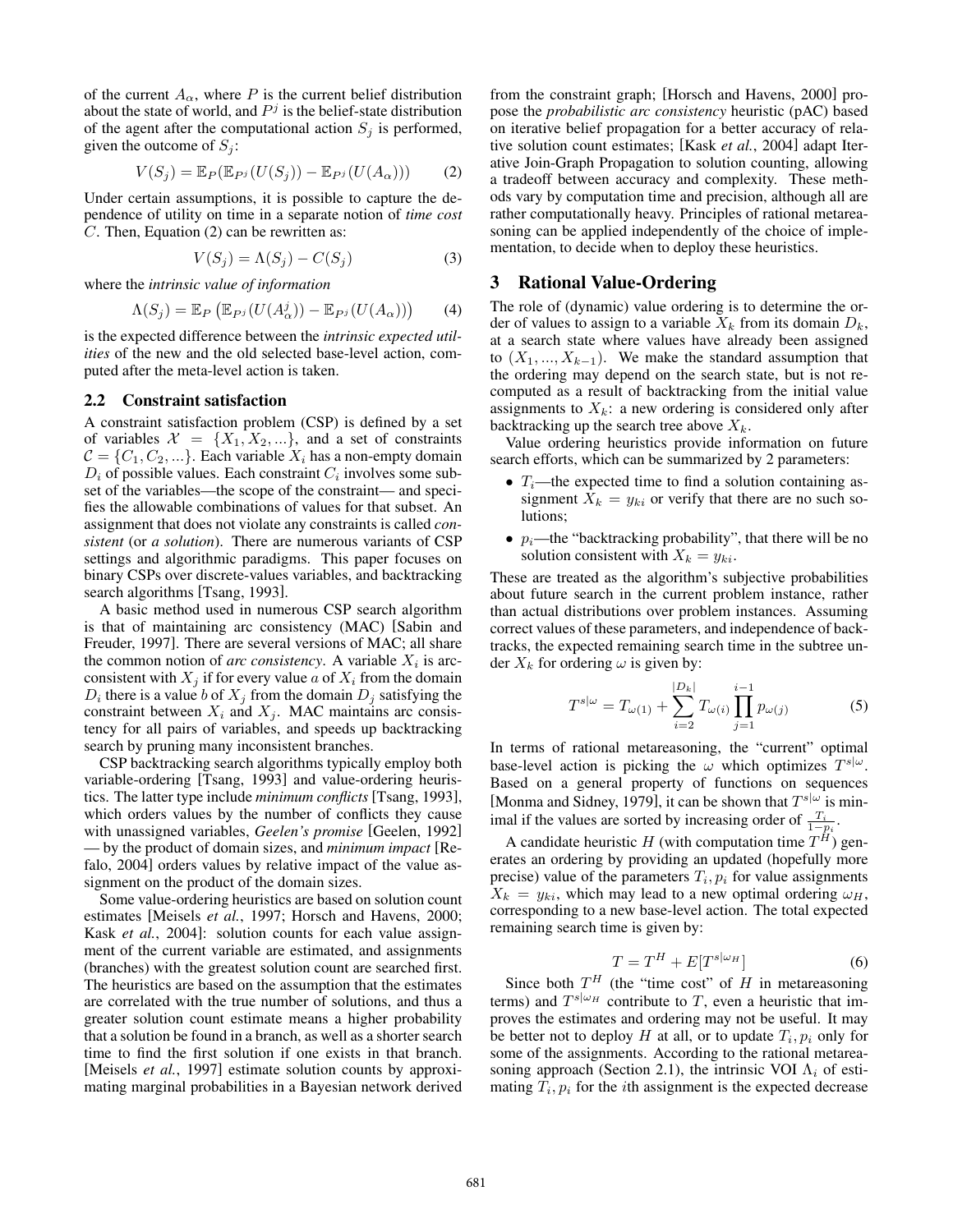of the current $A_\alpha$, where $P$ is the current belief distribution about the state of world, and $P^j$ is the belief-state distribution of the agent after the computational action $S_j$ is performed, given the outcome of $S_j$:

$$V(S_j) = \mathbb{E}_P(\mathbb{E}_{P^j}(U(S_j)) - \mathbb{E}_{P^j}(U(A_\alpha))) \tag{2}$$

Under certain assumptions, it is possible to capture the dependence of utility on time in a separate notion of *time cost* $C$. Then, Equation (2) can be rewritten as:

$$V(S_j) = \Lambda(S_j) - C(S_j) \tag{3}$$

where the *intrinsic value of information*

$$\Lambda(S_j) = \mathbb{E}_P\left(\mathbb{E}_{P^j}(U(A_\alpha^j)) - \mathbb{E}_{P^j}(U(A_\alpha))\right) \tag{4}$$

is the expected difference between the *intrinsic expected utilities* of the new and the old selected base-level action, computed after the meta-level action is taken.

### 2.2 Constraint satisfaction

A constraint satisfaction problem (CSP) is defined by a set of variables $\mathcal{X} = \{X_1, X_2, ...\}$, and a set of constraints $\mathcal{C} = \{C_1, C_2, ...\}$. Each variable $X_i$ has a non-empty domain $D_i$ of possible values. Each constraint $C_i$ involves some subset of the variables—the scope of the constraint— and specifies the allowable combinations of values for that subset. An assignment that does not violate any constraints is called *consistent* (or *a solution*). There are numerous variants of CSP settings and algorithmic paradigms. This paper focuses on binary CSPs over discrete-values variables, and backtracking search algorithms [Tsang, 1993].

A basic method used in numerous CSP search algorithm is that of maintaining arc consistency (MAC) [Sabin and Freuder, 1997]. There are several versions of MAC; all share the common notion of *arc consistency*. A variable $X_i$ is arc-consistent with $X_j$ if for every value $a$ of $X_i$ from the domain $D_i$ there is a value $b$ of $X_j$ from the domain $D_j$ satisfying the constraint between $X_i$ and $X_j$. MAC maintains arc consistency for all pairs of variables, and speeds up backtracking search by pruning many inconsistent branches.

CSP backtracking search algorithms typically employ both variable-ordering [Tsang, 1993] and value-ordering heuristics. The latter type include *minimum conflicts* [Tsang, 1993], which orders values by the number of conflicts they cause with unassigned variables, *Geelen's promise* [Geelen, 1992] — by the product of domain sizes, and *minimum impact* [Refalo, 2004] orders values by relative impact of the value assignment on the product of the domain sizes.

Some value-ordering heuristics are based on solution count estimates [Meisels *et al.*, 1997; Horsch and Havens, 2000; Kask *et al.*, 2004]: solution counts for each value assignment of the current variable are estimated, and assignments (branches) with the greatest solution count are searched first. The heuristics are based on the assumption that the estimates are correlated with the true number of solutions, and thus a greater solution count estimate means a higher probability that a solution be found in a branch, as well as a shorter search time to find the first solution if one exists in that branch. [Meisels *et al.*, 1997] estimate solution counts by approximating marginal probabilities in a Bayesian network derived from the constraint graph; [Horsch and Havens, 2000] propose the *probabilistic arc consistency* heuristic (pAC) based on iterative belief propagation for a better accuracy of relative solution count estimates; [Kask *et al.*, 2004] adapt Iterative Join-Graph Propagation to solution counting, allowing a tradeoff between accuracy and complexity. These methods vary by computation time and precision, although all are rather computationally heavy. Principles of rational metareasoning can be applied independently of the choice of implementation, to decide when to deploy these heuristics.

## 3 Rational Value-Ordering

The role of (dynamic) value ordering is to determine the order of values to assign to a variable $X_k$ from its domain $D_k$, at a search state where values have already been assigned to $(X_1, ..., X_{k-1})$. We make the standard assumption that the ordering may depend on the search state, but is not re-computed as a result of backtracking from the initial value assignments to $X_k$: a new ordering is considered only after backtracking up the search tree above $X_k$.

Value ordering heuristics provide information on future search efforts, which can be summarized by 2 parameters:

- $T_i$—the expected time to find a solution containing assignment $X_k = y_{ki}$ or verify that there are no such solutions;
- $p_i$—the "backtracking probability", that there will be no solution consistent with $X_k = y_{ki}$.

These are treated as the algorithm's subjective probabilities about future search in the current problem instance, rather than actual distributions over problem instances. Assuming correct values of these parameters, and independence of backtracks, the expected remaining search time in the subtree under $X_k$ for ordering $\omega$ is given by:

$$T^{s|\omega} = T_{\omega(1)} + \sum_{i=2}^{|D_k|} T_{\omega(i)} \prod_{j=1}^{i-1} p_{\omega(j)} \tag{5}$$

In terms of rational metareasoning, the "current" optimal base-level action is picking the $\omega$ which optimizes $T^{s|\omega}$. Based on a general property of functions on sequences [Monma and Sidney, 1979], it can be shown that $T^{s|\omega}$ is minimal if the values are sorted by increasing order of $\frac{T_i}{1-p_i}$.

A candidate heuristic $H$ (with computation time $T^H$) generates an ordering by providing an updated (hopefully more precise) value of the parameters $T_i, p_i$ for value assignments $X_k = y_{ki}$, which may lead to a new optimal ordering $\omega_H$, corresponding to a new base-level action. The total expected remaining search time is given by:

$$T = T^H + E[T^{s|\omega_H}] \tag{6}$$

Since both $T^H$ (the "time cost" of $H$ in metareasoning terms) and $T^{s|\omega_H}$ contribute to $T$, even a heuristic that improves the estimates and ordering may not be useful. It may be better not to deploy $H$ at all, or to update $T_i, p_i$ only for some of the assignments. According to the rational metareasoning approach (Section 2.1), the intrinsic VOI $\Lambda_i$ of estimating $T_i, p_i$ for the $i$th assignment is the expected decrease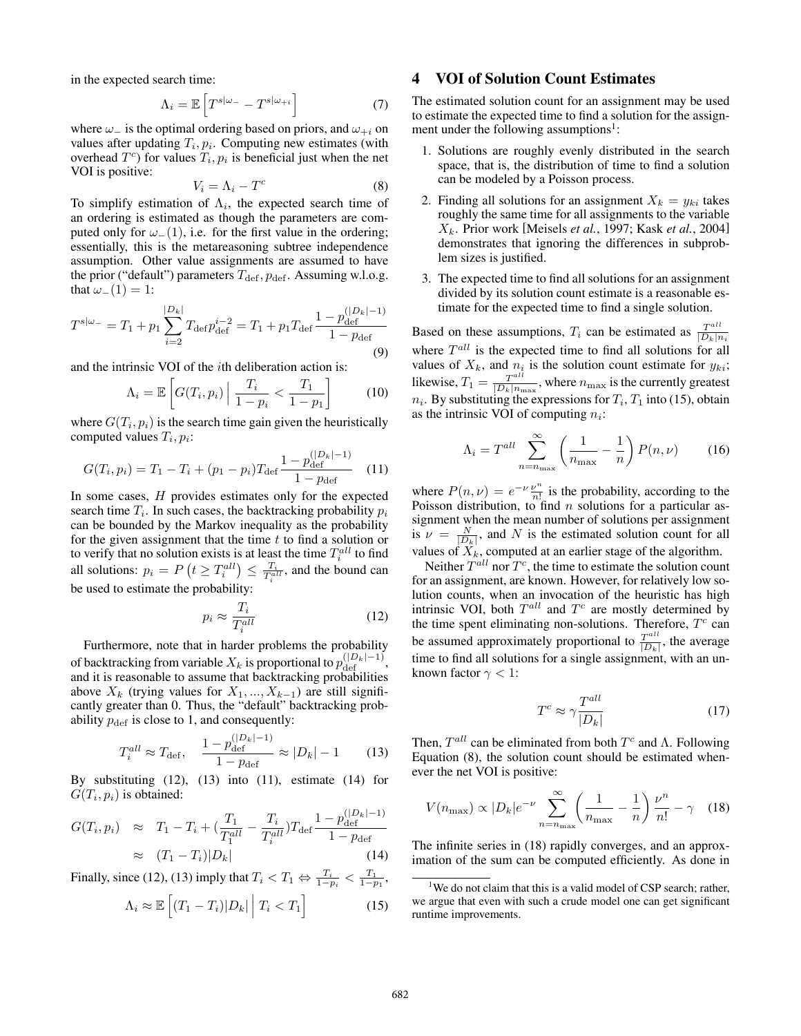in the expected search time:

$$\Lambda_i = \mathbb{E}\left[T^{s|\omega_-} - T^{s|\omega_{+i}}\right] \tag{7}$$

where $\omega_-$ is the optimal ordering based on priors, and $\omega_{+i}$ on values after updating $T_i, p_i$. Computing new estimates (with overhead $T^c$) for values $T_i, p_i$ is beneficial just when the net VOI is positive:

$$V_i = \Lambda_i - T^c \tag{8}$$

To simplify estimation of $\Lambda_i$, the expected search time of an ordering is estimated as though the parameters are computed only for $\omega_-(1)$, i.e. for the first value in the ordering; essentially, this is the metareasoning subtree independence assumption. Other value assignments are assumed to have the prior ("default") parameters $T_{\text{def}}, p_{\text{def}}$. Assuming w.l.o.g. that $\omega_-(1) = 1$:

$$T^{s|\omega_-} = T_1 + p_1 \sum_{i=2}^{|D_k|} T_{\text{def}} p_{\text{def}}^{i-2} = T_1 + p_1 T_{\text{def}} \frac{1 - p_{\text{def}}^{(|D_k|-1)}}{1 - p_{\text{def}}} \tag{9}$$

and the intrinsic VOI of the $i$th deliberation action is:

$$\Lambda_i = \mathbb{E}\left[G(T_i, p_i) \,\middle|\, \frac{T_i}{1-p_i} < \frac{T_1}{1-p_1}\right] \tag{10}$$

where $G(T_i, p_i)$ is the search time gain given the heuristically computed values $T_i, p_i$:

$$G(T_i, p_i) = T_1 - T_i + (p_1 - p_i) T_{\text{def}} \frac{1 - p_{\text{def}}^{(|D_k|-1)}}{1 - p_{\text{def}}} \tag{11}$$

In some cases, $H$ provides estimates only for the expected search time $T_i$. In such cases, the backtracking probability $p_i$ can be bounded by the Markov inequality as the probability for the given assignment that the time $t$ to find a solution or to verify that no solution exists is at least the time $T_i^{all}$ to find all solutions: $p_i = P\left(t \geq T_i^{all}\right) \leq \frac{T_i}{T_i^{all}}$, and the bound can be used to estimate the probability:

$$p_i \approx \frac{T_i}{T_i^{all}} \tag{12}$$

Furthermore, note that in harder problems the probability of backtracking from variable $X_k$ is proportional to $p_{\text{def}}^{(|D_k|-1)}$, and it is reasonable to assume that backtracking probabilities above $X_k$ (trying values for $X_1, ..., X_{k-1}$) are still significantly greater than 0. Thus, the "default" backtracking probability $p_{\text{def}}$ is close to 1, and consequently:

$$T_i^{all} \approx T_{\text{def}}, \quad \frac{1 - p_{\text{def}}^{(|D_k|-1)}}{1 - p_{\text{def}}} \approx |D_k| - 1 \tag{13}$$

By substituting (12), (13) into (11), estimate (14) for $G(T_i, p_i)$ is obtained:

$$\begin{aligned} G(T_i, p_i) &\approx T_1 - T_i + \left(\frac{T_1}{T_1^{all}} - \frac{T_i}{T_i^{all}}\right) T_{\text{def}} \frac{1 - p_{\text{def}}^{(|D_k|-1)}}{1 - p_{\text{def}}} \\ &\approx (T_1 - T_i)|D_k| \end{aligned} \tag{14}$$

Finally, since (12), (13) imply that $T_i < T_1 \Leftrightarrow \frac{T_i}{1-p_i} < \frac{T_1}{1-p_1}$,

$$\Lambda_i \approx \mathbb{E}\left[(T_1 - T_i)|D_k| \,\middle|\, T_i < T_1\right] \tag{15}$$

## 4 VOI of Solution Count Estimates

The estimated solution count for an assignment may be used to estimate the expected time to find a solution for the assignment under the following assumptions[1]:

1. Solutions are roughly evenly distributed in the search space, that is, the distribution of time to find a solution can be modeled by a Poisson process.
2. Finding all solutions for an assignment $X_k = y_{ki}$ takes roughly the same time for all assignments to the variable $X_k$. Prior work [Meisels *et al.*, 1997; Kask *et al.*, 2004] demonstrates that ignoring the differences in subproblem sizes is justified.
3. The expected time to find all solutions for an assignment divided by its solution count estimate is a reasonable estimate for the expected time to find a single solution.

Based on these assumptions, $T_i$ can be estimated as $\frac{T^{all}}{|D_k| n_i}$ where $T^{all}$ is the expected time to find all solutions for all values of $X_k$, and $n_i$ is the solution count estimate for $y_{ki}$; likewise, $T_1 = \frac{T^{all}}{|D_k| n_{\max}}$, where $n_{\max}$ is the currently greatest $n_i$. By substituting the expressions for $T_i, T_1$ into (15), obtain as the intrinsic VOI of computing $n_i$:

$$\Lambda_i = T^{all} \sum_{n=n_{\max}}^{\infty} \left(\frac{1}{n_{\max}} - \frac{1}{n}\right) P(n, \nu) \tag{16}$$

where $P(n, \nu) = e^{-\nu} \frac{\nu^n}{n!}$ is the probability, according to the Poisson distribution, to find $n$ solutions for a particular assignment when the mean number of solutions per assignment is $\nu = \frac{N}{|D_k|}$, and $N$ is the estimated solution count for all values of $X_k$, computed at an earlier stage of the algorithm.

Neither $T^{all}$ nor $T^c$, the time to estimate the solution count for an assignment, are known. However, for relatively low solution counts, when an invocation of the heuristic has high intrinsic VOI, both $T^{all}$ and $T^c$ are mostly determined by the time spent eliminating non-solutions. Therefore, $T^c$ can be assumed approximately proportional to $\frac{T^{all}}{|D_k|}$, the average time to find all solutions for a single assignment, with an unknown factor $\gamma < 1$:

$$T^c \approx \gamma \frac{T^{all}}{|D_k|} \tag{17}$$

Then, $T^{all}$ can be eliminated from both $T^c$ and $\Lambda$. Following Equation (8), the solution count should be estimated whenever the net VOI is positive:

$$V(n_{\max}) \propto |D_k| e^{-\nu} \sum_{n=n_{\max}}^{\infty} \left(\frac{1}{n_{\max}} - \frac{1}{n}\right) \frac{\nu^n}{n!} - \gamma \tag{18}$$

The infinite series in (18) rapidly converges, and an approximation of the sum can be computed efficiently. As done in

[1] We do not claim that this is a valid model of CSP search; rather, we argue that even with such a crude model one can get significant runtime improvements.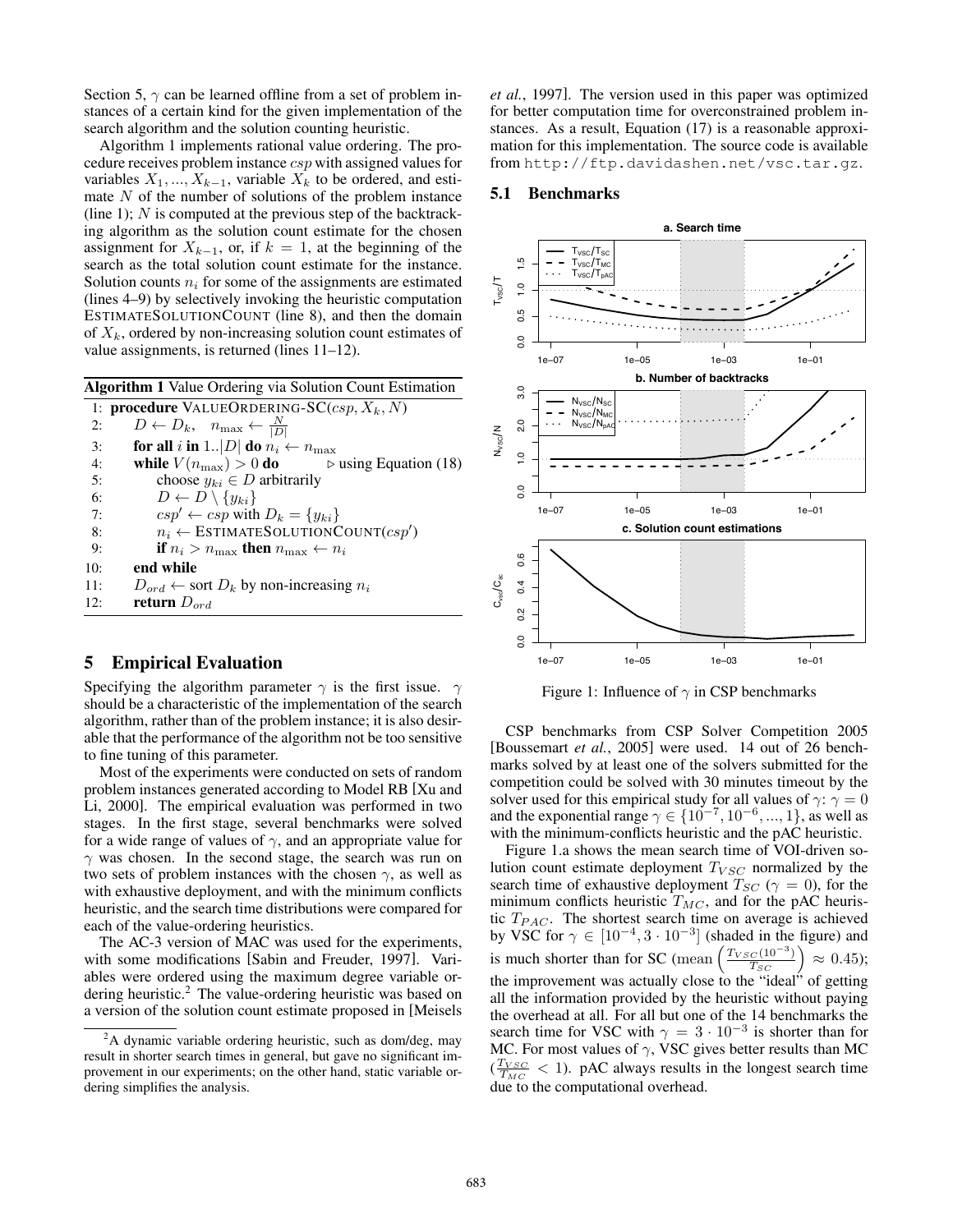Section 5, $\gamma$ can be learned offline from a set of problem instances of a certain kind for the given implementation of the search algorithm and the solution counting heuristic.

Algorithm 1 implements rational value ordering. The procedure receives problem instance $csp$ with assigned values for variables $X_1, ..., X_{k-1}$, variable $X_k$ to be ordered, and estimate $N$ of the number of solutions of the problem instance (line 1); $N$ is computed at the previous step of the backtracking algorithm as the solution count estimate for the chosen assignment for $X_{k-1}$, or, if $k = 1$, at the beginning of the search as the total solution count estimate for the instance. Solution counts $n_i$ for some of the assignments are estimated (lines 4–9) by selectively invoking the heuristic computation ESTIMATESOLUTIONCOUNT (line 8), and then the domain of $X_k$, ordered by non-increasing solution count estimates of value assignments, is returned (lines 11–12).

**Algorithm 1** Value Ordering via Solution Count Estimation

```
1:  procedure VALUEORDERING-SC(csp, X_k, N)
2:      D ← D_k,   n_max ← N/|D|
3:      for all i in 1..|D| do n_i ← n_max
4:      while V(n_max) > 0 do            ▷ using Equation (18)
5:          choose y_ki ∈ D arbitrarily
6:          D ← D \ {y_ki}
7:          csp' ← csp with D_k = {y_ki}
8:          n_i ← ESTIMATESOLUTIONCOUNT(csp')
9:          if n_i > n_max then n_max ← n_i
10:     end while
11:     D_ord ← sort D_k by non-increasing n_i
12:     return D_ord
```

## 5 Empirical Evaluation

Specifying the algorithm parameter $\gamma$ is the first issue. $\gamma$ should be a characteristic of the implementation of the search algorithm, rather than of the problem instance; it is also desirable that the performance of the algorithm not be too sensitive to fine tuning of this parameter.

Most of the experiments were conducted on sets of random problem instances generated according to Model RB [Xu and Li, 2000]. The empirical evaluation was performed in two stages. In the first stage, several benchmarks were solved for a wide range of values of $\gamma$, and an appropriate value for $\gamma$ was chosen. In the second stage, the search was run on two sets of problem instances with the chosen $\gamma$, as well as with exhaustive deployment, and with the minimum conflicts heuristic, and the search time distributions were compared for each of the value-ordering heuristics.

The AC-3 version of MAC was used for the experiments, with some modifications [Sabin and Freuder, 1997]. Variables were ordered using the maximum degree variable ordering heuristic.[2] The value-ordering heuristic was based on a version of the solution count estimate proposed in [Meisels *et al.*, 1997]. The version used in this paper was optimized for better computation time for overconstrained problem instances. As a result, Equation (17) is a reasonable approximation for this implementation. The source code is available from `http://ftp.davidashen.net/vsc.tar.gz`.

[2] A dynamic variable ordering heuristic, such as dom/deg, may result in shorter search times in general, but gave no significant improvement in our experiments; on the other hand, static variable ordering simplifies the analysis.

### 5.1 Benchmarks

Figure 1: Influence of $\gamma$ in CSP benchmarks

CSP benchmarks from CSP Solver Competition 2005 [Boussemart *et al.*, 2005] were used. 14 out of 26 benchmarks solved by at least one of the solvers submitted for the competition could be solved with 30 minutes timeout by the solver used for this empirical study for all values of $\gamma$: $\gamma = 0$ and the exponential range $\gamma \in \{10^{-7}, 10^{-6}, ..., 1\}$, as well as with the minimum-conflicts heuristic and the pAC heuristic.

Figure 1.a shows the mean search time of VOI-driven solution count estimate deployment $T_{VSC}$ normalized by the search time of exhaustive deployment $T_{SC}$ ($\gamma = 0$), for the minimum conflicts heuristic $T_{MC}$, and for the pAC heuristic $T_{PAC}$. The shortest search time on average is achieved by VSC for $\gamma \in [10^{-4}, 3 \cdot 10^{-3}]$ (shaded in the figure) and is much shorter than for SC ($\mathrm{mean}\left(\frac{T_{VSC}(10^{-3})}{T_{SC}}\right) \approx 0.45$); the improvement was actually close to the "ideal" of getting all the information provided by the heuristic without paying the overhead at all. For all but one of the 14 benchmarks the search time for VSC with $\gamma = 3 \cdot 10^{-3}$ is shorter than for MC. For most values of $\gamma$, VSC gives better results than MC ($\frac{T_{VSC}}{T_{MC}} < 1$). pAC always results in the longest search time due to the computational overhead.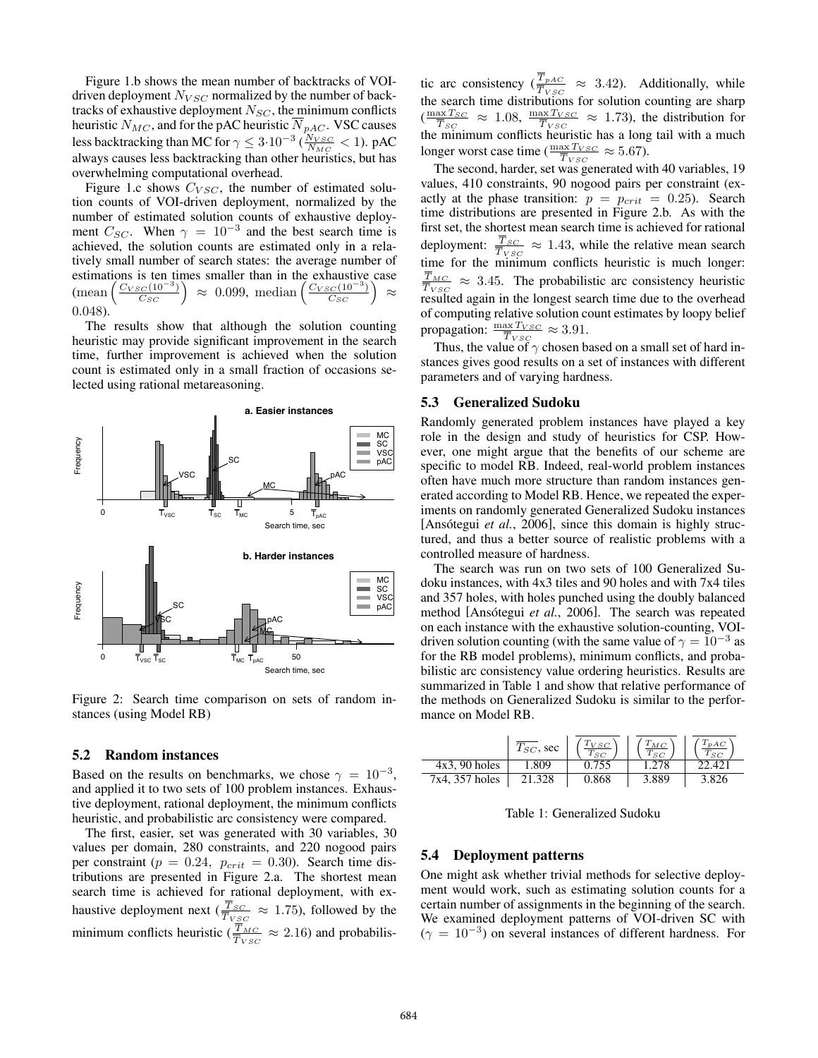Figure 1.b shows the mean number of backtracks of VOI-driven deployment $N_{VSC}$ normalized by the number of backtracks of exhaustive deployment $N_{SC}$, the minimum conflicts heuristic $N_{MC}$, and for the pAC heuristic $\overline{N}_{pAC}$. VSC causes less backtracking than MC for $\gamma \le 3 \cdot 10^{-3}$ ($\frac{N_{VSC}}{N_{MC}} < 1$). pAC always causes less backtracking than other heuristics, but has overwhelming computational overhead.

Figure 1.c shows $C_{VSC}$, the number of estimated solution counts of VOI-driven deployment, normalized by the number of estimated solution counts of exhaustive deployment $C_{SC}$. When $\gamma = 10^{-3}$ and the best search time is achieved, the solution counts are estimated only in a relatively small number of search states: the average number of estimations is ten times smaller than in the exhaustive case (mean $\left(\frac{C_{VSC}(10^{-3})}{C_{SC}}\right) \approx 0.099$, median $\left(\frac{C_{VSC}(10^{-3})}{C_{SC}}\right) \approx 0.048$).

The results show that although the solution counting heuristic may provide significant improvement in the search time, further improvement is achieved when the solution count is estimated only in a small fraction of occasions selected using rational metareasoning.

Figure 2: Search time comparison on sets of random instances (using Model RB)

## 5.2 Random instances

Based on the results on benchmarks, we chose $\gamma = 10^{-3}$, and applied it to two sets of 100 problem instances. Exhaustive deployment, rational deployment, the minimum conflicts heuristic, and probabilistic arc consistency were compared.

The first, easier, set was generated with 30 variables, 30 values per domain, 280 constraints, and 220 nogood pairs per constraint ($p = 0.24$, $p_{crit} = 0.30$). Search time distributions are presented in Figure 2.a. The shortest mean search time is achieved for rational deployment, with exhaustive deployment next ($\frac{\overline{T}_{SC}}{\overline{T}_{VSC}} \approx 1.75$), followed by the minimum conflicts heuristic ($\frac{\overline{T}_{MC}}{\overline{T}_{VSC}} \approx 2.16$) and probabilistic arc consistency ($\frac{\overline{T}_{pAC}}{\overline{T}_{VSC}} \approx 3.42$). Additionally, while the search time distributions for solution counting are sharp ($\frac{\max T_{SC}}{\overline{T}_{SC}} \approx 1.08$, $\frac{\max T_{VSC}}{\overline{T}_{VSC}} \approx 1.73$), the distribution for the minimum conflicts heuristic has a long tail with a much longer worst case time ($\frac{\max T_{VSC}}{\overline{T}_{VSC}} \approx 5.67$).

The second, harder, set was generated with 40 variables, 19 values, 410 constraints, 90 nogood pairs per constraint (exactly at the phase transition: $p = p_{crit} = 0.25$). Search time distributions are presented in Figure 2.b. As with the first set, the shortest mean search time is achieved for rational deployment: $\frac{\overline{T}_{SC}}{\overline{T}_{VSC}} \approx 1.43$, while the relative mean search time for the minimum conflicts heuristic is much longer: $\frac{\overline{T}_{MC}}{\overline{T}_{VSC}} \approx 3.45$. The probabilistic arc consistency heuristic resulted again in the longest search time due to the overhead of computing relative solution count estimates by loopy belief propagation: $\frac{\max T_{VSC}}{\overline{T}_{VSC}} \approx 3.91$.

Thus, the value of $\gamma$ chosen based on a small set of hard instances gives good results on a set of instances with different parameters and of varying hardness.

## 5.3 Generalized Sudoku

Randomly generated problem instances have played a key role in the design and study of heuristics for CSP. However, one might argue that the benefits of our scheme are specific to model RB. Indeed, real-world problem instances often have much more structure than random instances generated according to Model RB. Hence, we repeated the experiments on randomly generated Generalized Sudoku instances [Ansótegui *et al.*, 2006], since this domain is highly structured, and thus a better source of realistic problems with a controlled measure of hardness.

The search was run on two sets of 100 Generalized Sudoku instances, with 4x3 tiles and 90 holes and with 7x4 tiles and 357 holes, with holes punched using the doubly balanced method [Ansótegui *et al.*, 2006]. The search was repeated on each instance with the exhaustive solution-counting, VOI-driven solution counting (with the same value of $\gamma = 10^{-3}$ as for the RB model problems), minimum conflicts, and probabilistic arc consistency value ordering heuristics. Results are summarized in Table 1 and show that relative performance of the methods on Generalized Sudoku is similar to the performance on Model RB.

| | $\overline{T_{SC}}$, sec | $\overline{\left(\frac{T_{VSC}}{T_{SC}}\right)}$ | $\overline{\left(\frac{T_{MC}}{T_{SC}}\right)}$ | $\overline{\left(\frac{T_{pAC}}{T_{SC}}\right)}$ |
|---|---|---|---|---|
| 4x3, 90 holes | 1.809 | 0.755 | 1.278 | 22.421 |
| 7x4, 357 holes | 21.328 | 0.868 | 3.889 | 3.826 |

Table 1: Generalized Sudoku

## 5.4 Deployment patterns

One might ask whether trivial methods for selective deployment would work, such as estimating solution counts for a certain number of assignments in the beginning of the search. We examined deployment patterns of VOI-driven SC with ($\gamma = 10^{-3}$) on several instances of different hardness. For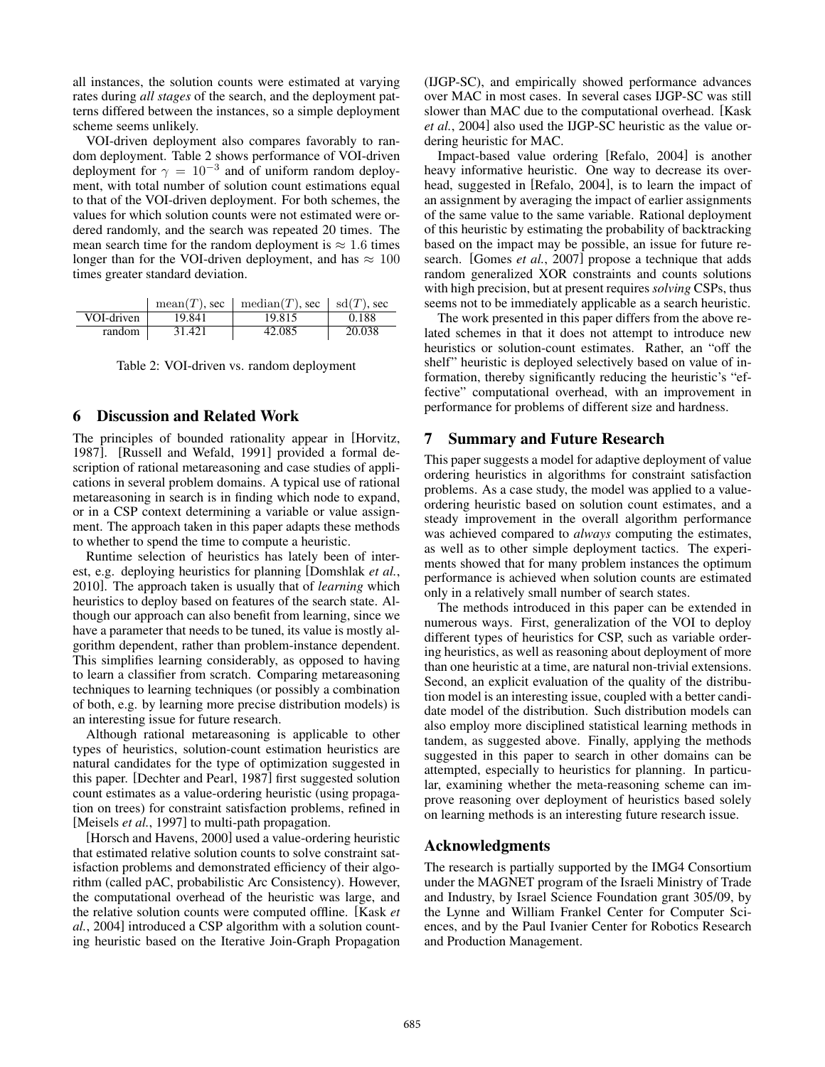all instances, the solution counts were estimated at varying rates during *all stages* of the search, and the deployment patterns differed between the instances, so a simple deployment scheme seems unlikely.

VOI-driven deployment also compares favorably to random deployment. Table 2 shows performance of VOI-driven deployment for $\gamma = 10^{-3}$ and of uniform random deployment, with total number of solution count estimations equal to that of the VOI-driven deployment. For both schemes, the values for which solution counts were not estimated were ordered randomly, and the search was repeated 20 times. The mean search time for the random deployment is $\approx 1.6$ times longer than for the VOI-driven deployment, and has $\approx 100$ times greater standard deviation.

| | $\mathrm{mean}(T)$, sec | $\mathrm{median}(T)$, sec | $\mathrm{sd}(T)$, sec |
|---|---|---|---|
| VOI-driven | 19.841 | 19.815 | 0.188 |
| random | 31.421 | 42.085 | 20.038 |

Table 2: VOI-driven vs. random deployment

## 6 Discussion and Related Work

The principles of bounded rationality appear in [Horvitz, 1987]. [Russell and Wefald, 1991] provided a formal description of rational metareasoning and case studies of applications in several problem domains. A typical use of rational metareasoning in search is in finding which node to expand, or in a CSP context determining a variable or value assignment. The approach taken in this paper adapts these methods to whether to spend the time to compute a heuristic.

Runtime selection of heuristics has lately been of interest, e.g. deploying heuristics for planning [Domshlak *et al.*, 2010]. The approach taken is usually that of *learning* which heuristics to deploy based on features of the search state. Although our approach can also benefit from learning, since we have a parameter that needs to be tuned, its value is mostly algorithm dependent, rather than problem-instance dependent. This simplifies learning considerably, as opposed to having to learn a classifier from scratch. Comparing metareasoning techniques to learning techniques (or possibly a combination of both, e.g. by learning more precise distribution models) is an interesting issue for future research.

Although rational metareasoning is applicable to other types of heuristics, solution-count estimation heuristics are natural candidates for the type of optimization suggested in this paper. [Dechter and Pearl, 1987] first suggested solution count estimates as a value-ordering heuristic (using propagation on trees) for constraint satisfaction problems, refined in [Meisels *et al.*, 1997] to multi-path propagation.

[Hiersch and Havens, 2000] used a value-ordering heuristic that estimated relative solution counts to solve constraint satisfaction problems and demonstrated efficiency of their algorithm (called pAC, probabilistic Arc Consistency). However, the computational overhead of the heuristic was large, and the relative solution counts were computed offline. [Kask *et al.*, 2004] introduced a CSP algorithm with a solution counting heuristic based on the Iterative Join-Graph Propagation (IJGP-SC), and empirically showed performance advances over MAC in most cases. In several cases IJGP-SC was still slower than MAC due to the computational overhead. [Kask *et al.*, 2004] also used the IJGP-SC heuristic as the value ordering heuristic for MAC.

Impact-based value ordering [Refalo, 2004] is another heavy informative heuristic. One way to decrease its overhead, suggested in [Refalo, 2004], is to learn the impact of an assignment by averaging the impact of earlier assignments of the same value to the same variable. Rational deployment of this heuristic by estimating the probability of backtracking based on the impact may be possible, an issue for future research. [Gomes *et al.*, 2007] propose a technique that adds random generalized XOR constraints and counts solutions with high precision, but at present requires *solving* CSPs, thus seems not to be immediately applicable as a search heuristic.

The work presented in this paper differs from the above related schemes in that it does not attempt to introduce new heuristics or solution-count estimates. Rather, an "off the shelf" heuristic is deployed selectively based on value of information, thereby significantly reducing the heuristic's "effective" computational overhead, with an improvement in performance for problems of different size and hardness.

## 7 Summary and Future Research

This paper suggests a model for adaptive deployment of value ordering heuristics in algorithms for constraint satisfaction problems. As a case study, the model was applied to a value-ordering heuristic based on solution count estimates, and a steady improvement in the overall algorithm performance was achieved compared to *always* computing the estimates, as well as to other simple deployment tactics. The experiments showed that for many problem instances the optimum performance is achieved when solution counts are estimated only in a relatively small number of search states.

The methods introduced in this paper can be extended in numerous ways. First, generalization of the VOI to deploy different types of heuristics for CSP, such as variable ordering heuristics, as well as reasoning about deployment of more than one heuristic at a time, are natural non-trivial extensions. Second, an explicit evaluation of the quality of the distribution model is an interesting issue, coupled with a better candidate model of the distribution. Such distribution models can also employ more disciplined statistical learning methods in tandem, as suggested above. Finally, applying the methods suggested in this paper to search in other domains can be attempted, especially to heuristics for planning. In particular, examining whether the meta-reasoning scheme can improve reasoning over deployment of heuristics based solely on learning methods is an interesting future research issue.

## Acknowledgments

The research is partially supported by the IMG4 Consortium under the MAGNET program of the Israeli Ministry of Trade and Industry, by Israel Science Foundation grant 305/09, by the Lynne and William Frankel Center for Computer Sciences, and by the Paul Ivanier Center for Robotics Research and Production Management.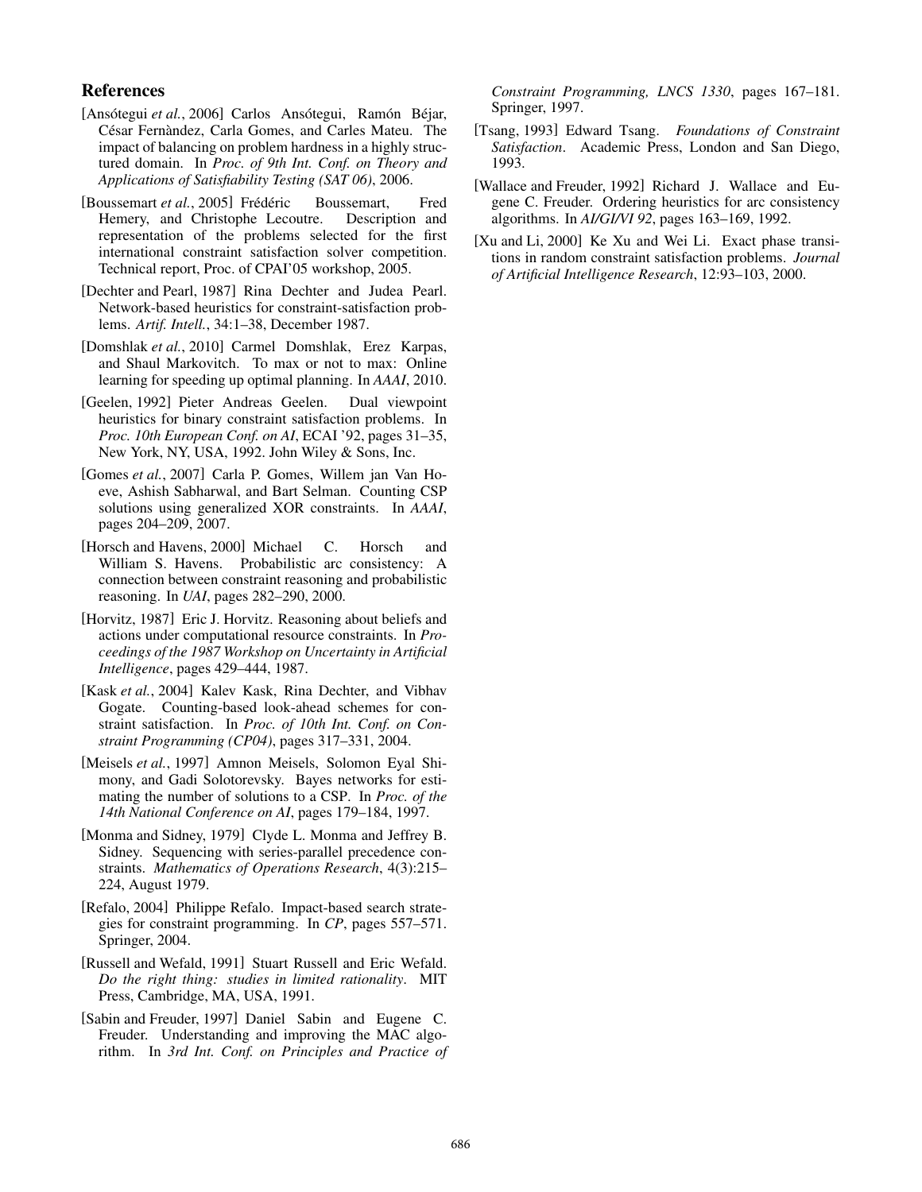## References

[Ansótegui *et al.*, 2006] Carlos Ansótegui, Ramón Béjar, César Fernàndez, Carla Gomes, and Carles Mateu. The impact of balancing on problem hardness in a highly structured domain. In *Proc. of 9th Int. Conf. on Theory and Applications of Satisfiability Testing (SAT 06)*, 2006.

[Boussemart *et al.*, 2005] Frédéric Boussemart, Fred Hemery, and Christophe Lecoutre. Description and representation of the problems selected for the first international constraint satisfaction solver competition. Technical report, Proc. of CPAI'05 workshop, 2005.

[Dechter and Pearl, 1987] Rina Dechter and Judea Pearl. Network-based heuristics for constraint-satisfaction problems. *Artif. Intell.*, 34:1–38, December 1987.

[Domshlak *et al.*, 2010] Carmel Domshlak, Erez Karpas, and Shaul Markovitch. To max or not to max: Online learning for speeding up optimal planning. In *AAAI*, 2010.

[Geelen, 1992] Pieter Andreas Geelen. Dual viewpoint heuristics for binary constraint satisfaction problems. In *Proc. 10th European Conf. on AI*, ECAI '92, pages 31–35, New York, NY, USA, 1992. John Wiley & Sons, Inc.

[Gomes *et al.*, 2007] Carla P. Gomes, Willem jan Van Hoeve, Ashish Sabharwal, and Bart Selman. Counting CSP solutions using generalized XOR constraints. In *AAAI*, pages 204–209, 2007.

[Horsch and Havens, 2000] Michael C. Horsch and William S. Havens. Probabilistic arc consistency: A connection between constraint reasoning and probabilistic reasoning. In *UAI*, pages 282–290, 2000.

[Horvitz, 1987] Eric J. Horvitz. Reasoning about beliefs and actions under computational resource constraints. In *Proceedings of the 1987 Workshop on Uncertainty in Artificial Intelligence*, pages 429–444, 1987.

[Kask *et al.*, 2004] Kalev Kask, Rina Dechter, and Vibhav Gogate. Counting-based look-ahead schemes for constraint satisfaction. In *Proc. of 10th Int. Conf. on Constraint Programming (CP04)*, pages 317–331, 2004.

[Meisels *et al.*, 1997] Amnon Meisels, Solomon Eyal Shimony, and Gadi Solotorevsky. Bayes networks for estimating the number of solutions to a CSP. In *Proc. of the 14th National Conference on AI*, pages 179–184, 1997.

[Monma and Sidney, 1979] Clyde L. Monma and Jeffrey B. Sidney. Sequencing with series-parallel precedence constraints. *Mathematics of Operations Research*, 4(3):215–224, August 1979.

[Refalo, 2004] Philippe Refalo. Impact-based search strategies for constraint programming. In *CP*, pages 557–571. Springer, 2004.

[Russell and Wefald, 1991] Stuart Russell and Eric Wefald. *Do the right thing: studies in limited rationality*. MIT Press, Cambridge, MA, USA, 1991.

[Sabin and Freuder, 1997] Daniel Sabin and Eugene C. Freuder. Understanding and improving the MAC algorithm. In *3rd Int. Conf. on Principles and Practice of Constraint Programming, LNCS 1330*, pages 167–181. Springer, 1997.

[Tsang, 1993] Edward Tsang. *Foundations of Constraint Satisfaction*. Academic Press, London and San Diego, 1993.

[Wallace and Freuder, 1992] Richard J. Wallace and Eugene C. Freuder. Ordering heuristics for arc consistency algorithms. In *AI/GI/VI 92*, pages 163–169, 1992.

[Xu and Li, 2000] Ke Xu and Wei Li. Exact phase transitions in random constraint satisfaction problems. *Journal of Artificial Intelligence Research*, 12:93–103, 2000.